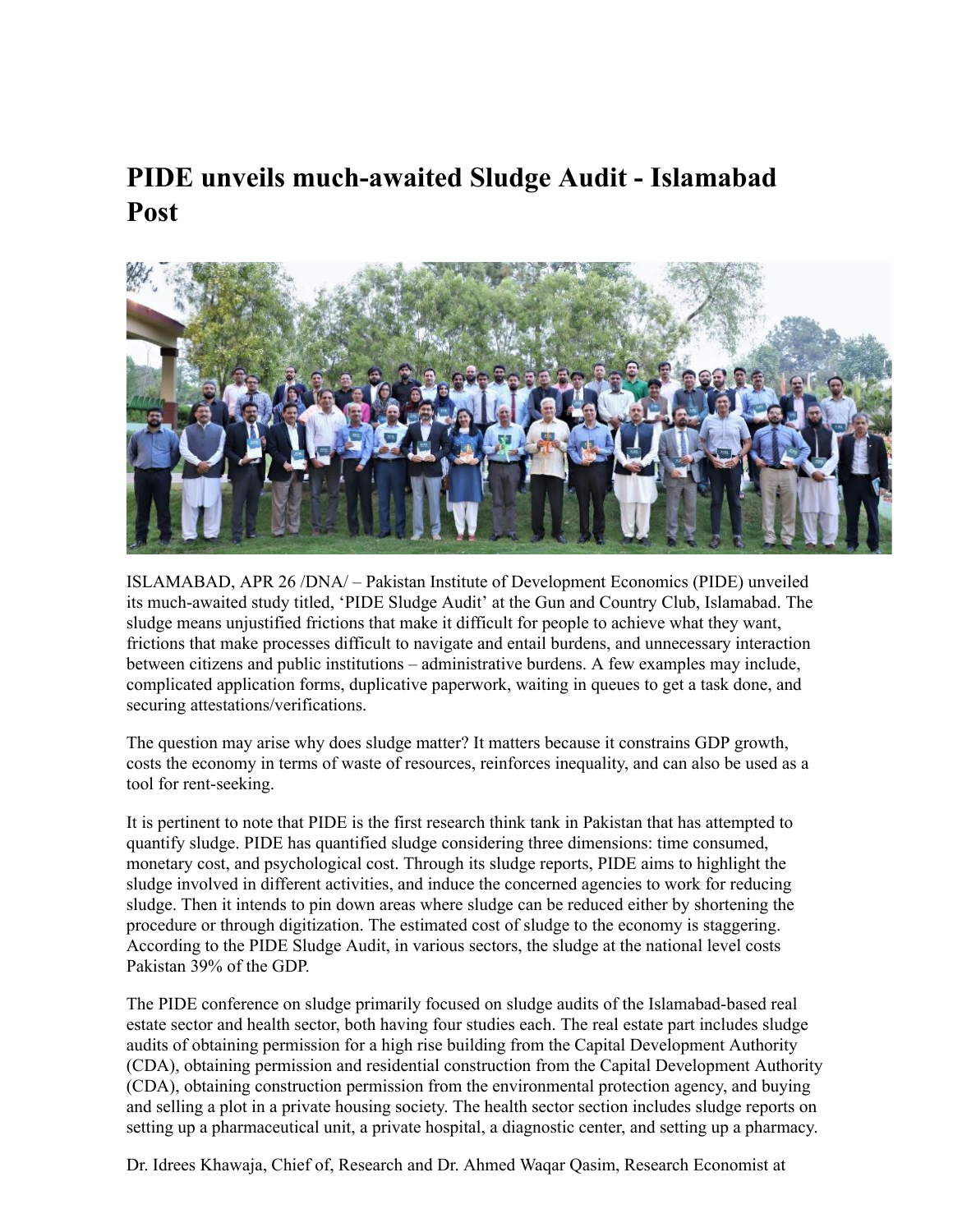# PIDE unveils much-awaited Sludge Audit - Islamabad Post

ISLAMABAD, APR 26 /DNA/ – Pakistan Institute of Development Economics (PIDE) unveiled its much-awaited study titled, 'PIDE Sludge Audit' at the Gun and Country Club, Islamabad. The sludge means unjustified frictions that make it difficult for people to achieve what they want, frictions that make processes difficult to navigate and entail burdens, and unnecessary interaction between citizens and public institutions – administrative burdens. A few examples may include, complicated application forms, duplicative paperwork, waiting in queues to get a task done, and securing attestations/verifications.

The question may arise why does sludge matter? It matters because it constrains GDP growth, costs the economy in terms of waste of resources, reinforces inequality, and can also be used as a tool for rent-seeking.

It is pertinent to note that PIDE is the first research think tank in Pakistan that has attempted to quantify sludge. PIDE has quantified sludge considering three dimensions: time consumed, monetary cost, and psychological cost. Through its sludge reports, PIDE aims to highlight the sludge involved in different activities, and induce the concerned agencies to work for reducing sludge. Then it intends to pin down areas where sludge can be reduced either by shortening the procedure or through digitization. The estimated cost of sludge to the economy is staggering. According to the PIDE Sludge Audit, in various sectors, the sludge at the national level costs Pakistan 39% of the GDP.

The PIDE conference on sludge primarily focused on sludge audits of the Islamabad-based real estate sector and health sector, both having four studies each. The real estate part includes sludge audits of obtaining permission for a high rise building from the Capital Development Authority (CDA), obtaining permission and residential construction from the Capital Development Authority (CDA), obtaining construction permission from the environmental protection agency, and buying and selling a plot in a private housing society. The health sector section includes sludge reports on setting up a pharmaceutical unit, a private hospital, a diagnostic center, and setting up a pharmacy.

Dr. Idrees Khawaja, Chief of, Research and Dr. Ahmed Waqar Qasim, Research Economist at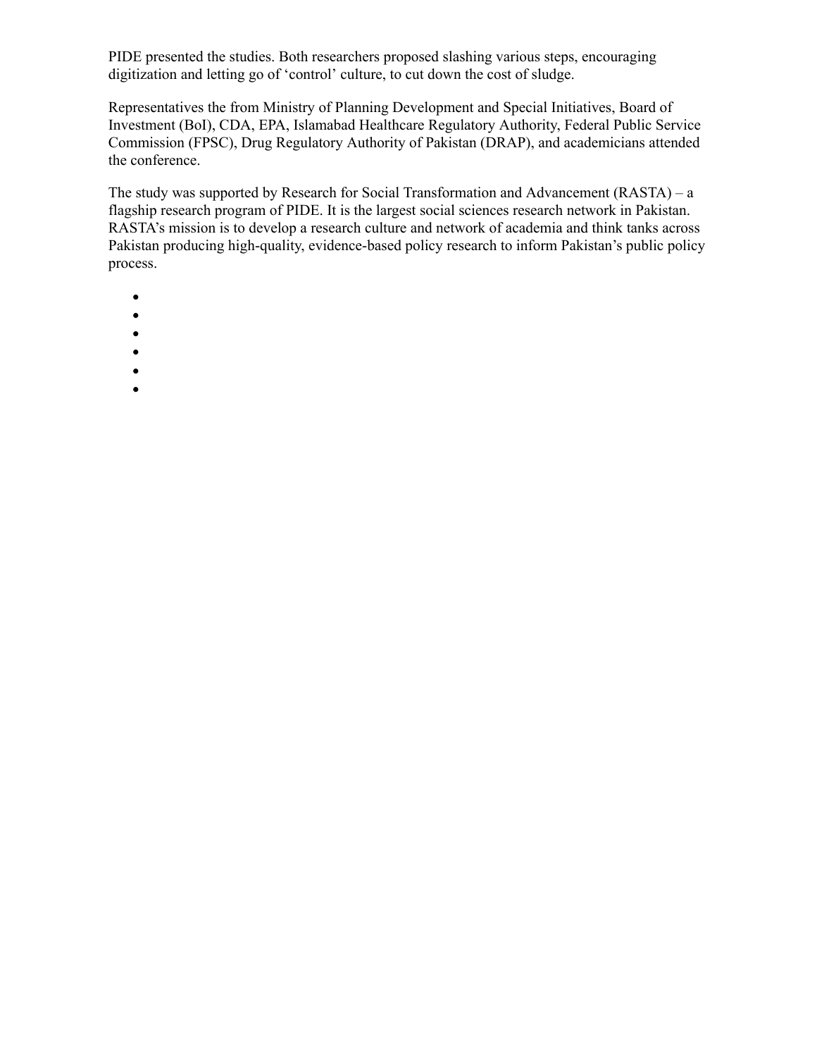PIDE presented the studies. Both researchers proposed slashing various steps, encouraging digitization and letting go of 'control' culture, to cut down the cost of sludge.

Representatives the from Ministry of Planning Development and Special Initiatives, Board of Investment (BoI), CDA, EPA, Islamabad Healthcare Regulatory Authority, Federal Public Service Commission (FPSC), Drug Regulatory Authority of Pakistan (DRAP), and academicians attended the conference.

The study was supported by Research for Social Transformation and Advancement (RASTA) – a flagship research program of PIDE. It is the largest social sciences research network in Pakistan. RASTA's mission is to develop a research culture and network of academia and think tanks across Pakistan producing high-quality, evidence-based policy research to inform Pakistan's public policy process.